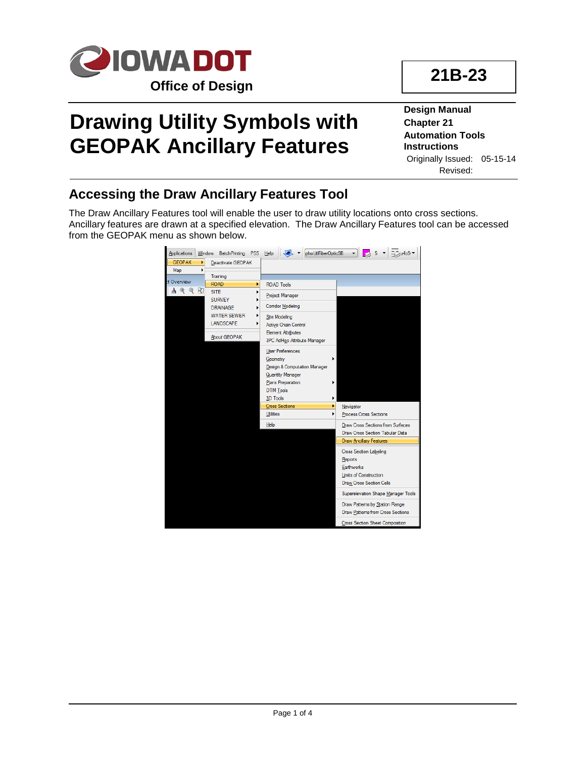**Office of Design**

**21B-23**

# Drawing Utility Symbols with GEOPAK Ancillary Features

**Design Manual**
**Chapter 21**
**Automation Tools**
**Instructions**

Originally Issued: 05-15-14
Revised:

## Accessing the Draw Ancillary Features Tool

The Draw Ancillary Features tool will enable the user to draw utility locations onto cross sections. Ancillary features are drawn at a specified elevation. The Draw Ancillary Features tool can be accessed from the GEOPAK menu as shown below.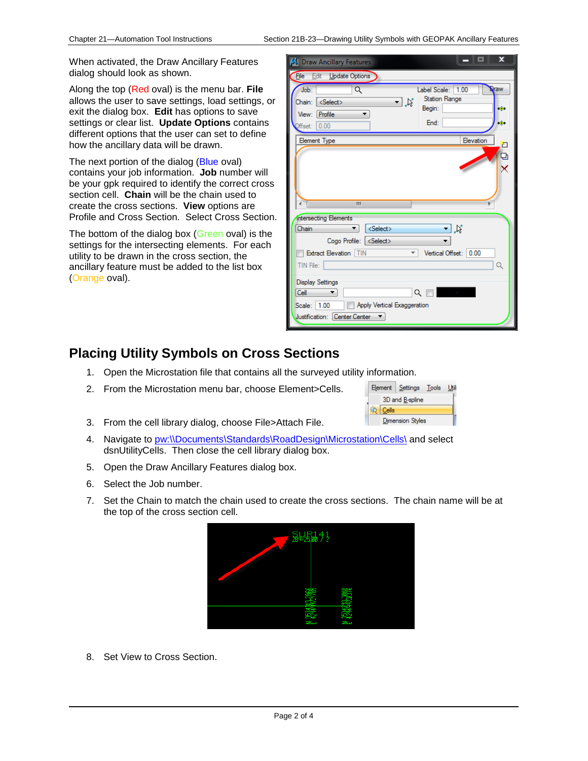When activated, the Draw Ancillary Features dialog should look as shown.

Along the top (Red oval) is the menu bar. **File** allows the user to save settings, load settings, or exit the dialog box. **Edit** has options to save settings or clear list. **Update Options** contains different options that the user can set to define how the ancillary data will be drawn.

The next portion of the dialog (Blue oval) contains your job information. **Job** number will be your gpk required to identify the correct cross section cell. **Chain** will be the chain used to create the cross sections. **View** options are Profile and Cross Section. Select Cross Section.

The bottom of the dialog box (Green oval) is the settings for the intersecting elements. For each utility to be drawn in the cross section, the ancillary feature must be added to the list box (Orange oval).

## Placing Utility Symbols on Cross Sections

1. Open the Microstation file that contains all the surveyed utility information.
2. From the Microstation menu bar, choose Element>Cells.
3. From the cell library dialog, choose File>Attach File.
4. Navigate to pw:\\Documents\Standards\RoadDesign\Microstation\Cells\ and select dsnUtilityCells. Then close the cell library dialog box.
5. Open the Draw Ancillary Features dialog box.
6. Select the Job number.
7. Set the Chain to match the chain used to create the cross sections. The chain name will be at the top of the cross section cell.
8. Set View to Cross Section.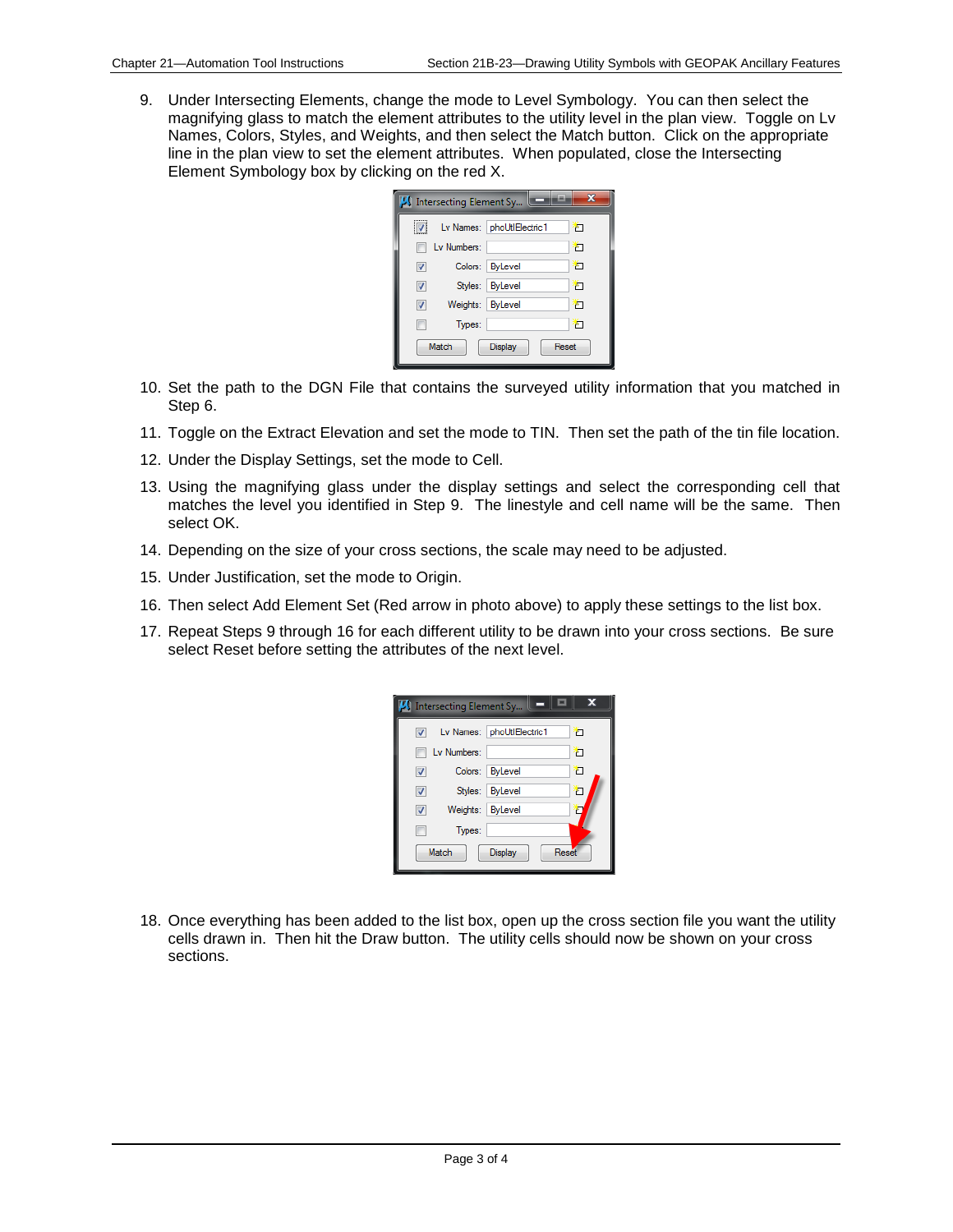9. Under Intersecting Elements, change the mode to Level Symbology. You can then select the magnifying glass to match the element attributes to the utility level in the plan view. Toggle on Lv Names, Colors, Styles, and Weights, and then select the Match button. Click on the appropriate line in the plan view to set the element attributes. When populated, close the Intersecting Element Symbology box by clicking on the red X.

10. Set the path to the DGN File that contains the surveyed utility information that you matched in Step 6.

11. Toggle on the Extract Elevation and set the mode to TIN. Then set the path of the tin file location.

12. Under the Display Settings, set the mode to Cell.

13. Using the magnifying glass under the display settings and select the corresponding cell that matches the level you identified in Step 9. The linestyle and cell name will be the same. Then select OK.

14. Depending on the size of your cross sections, the scale may need to be adjusted.

15. Under Justification, set the mode to Origin.

16. Then select Add Element Set (Red arrow in photo above) to apply these settings to the list box.

17. Repeat Steps 9 through 16 for each different utility to be drawn into your cross sections. Be sure select Reset before setting the attributes of the next level.

18. Once everything has been added to the list box, open up the cross section file you want the utility cells drawn in. Then hit the Draw button. The utility cells should now be shown on your cross sections.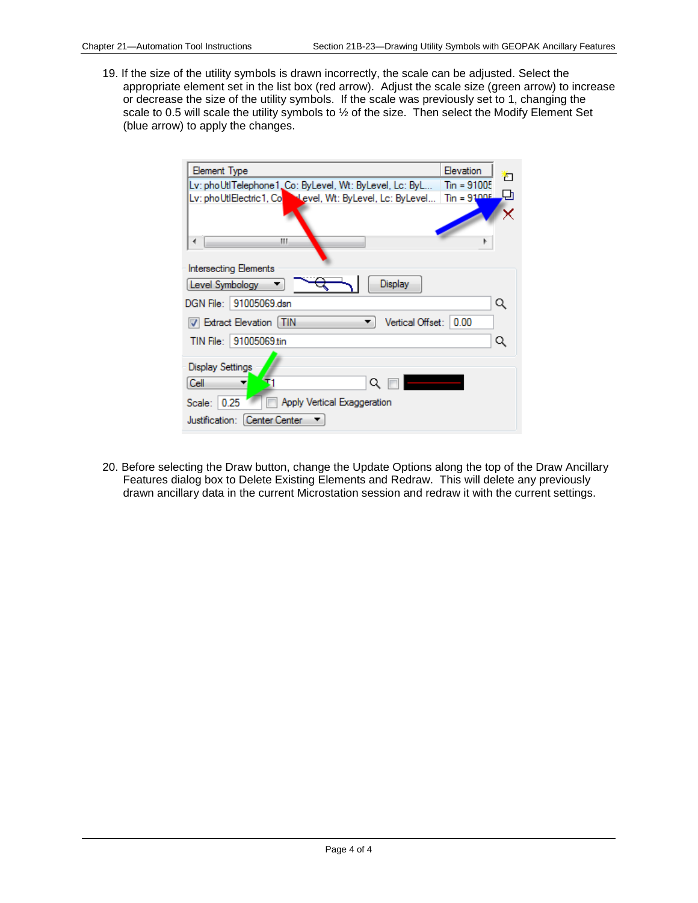19. If the size of the utility symbols is drawn incorrectly, the scale can be adjusted. Select the appropriate element set in the list box (red arrow). Adjust the scale size (green arrow) to increase or decrease the size of the utility symbols. If the scale was previously set to 1, changing the scale to 0.5 will scale the utility symbols to ½ of the size. Then select the Modify Element Set (blue arrow) to apply the changes.

20. Before selecting the Draw button, change the Update Options along the top of the Draw Ancillary Features dialog box to Delete Existing Elements and Redraw. This will delete any previously drawn ancillary data in the current Microstation session and redraw it with the current settings.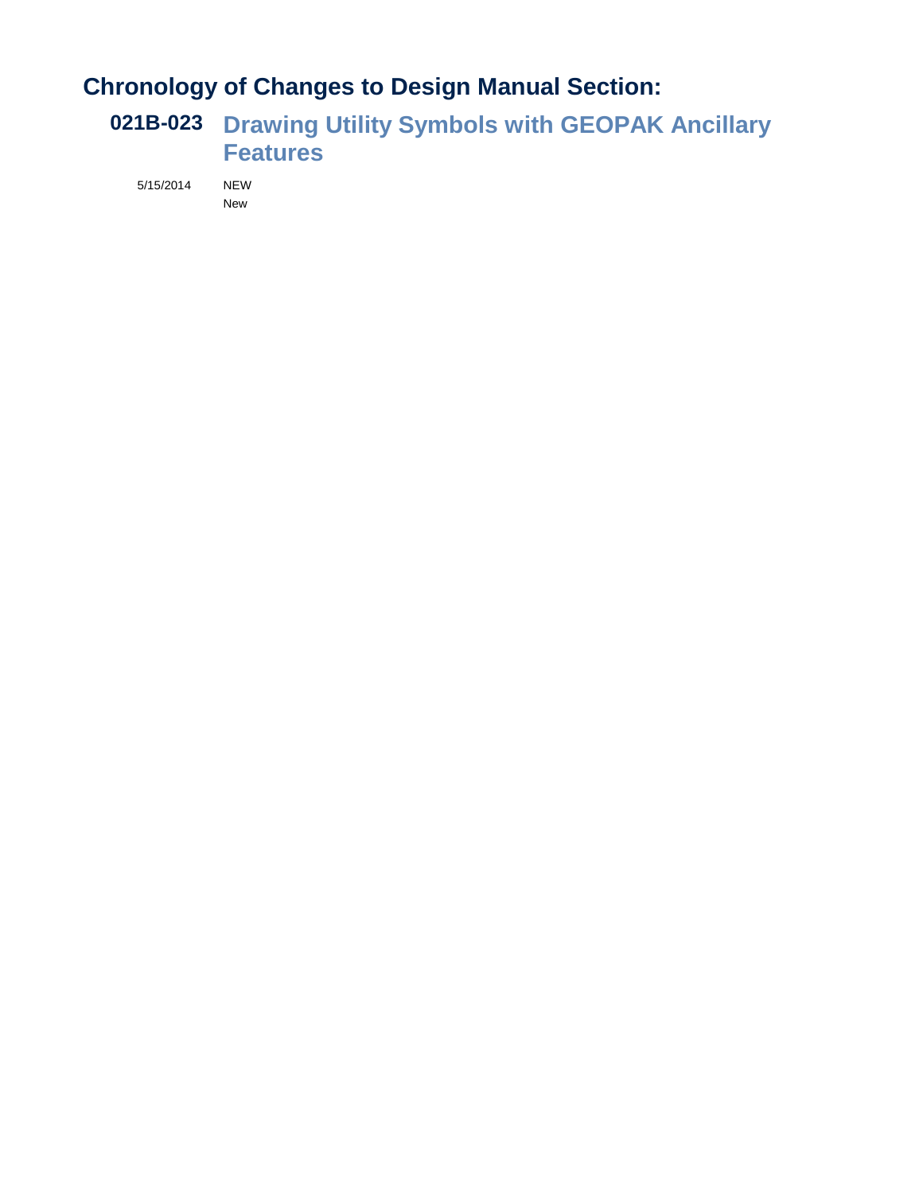# Chronology of Changes to Design Manual Section:

## 021B-023 Drawing Utility Symbols with GEOPAK Ancillary Features

| | |
|---|---|
| 5/15/2014 | NEW<br>New |